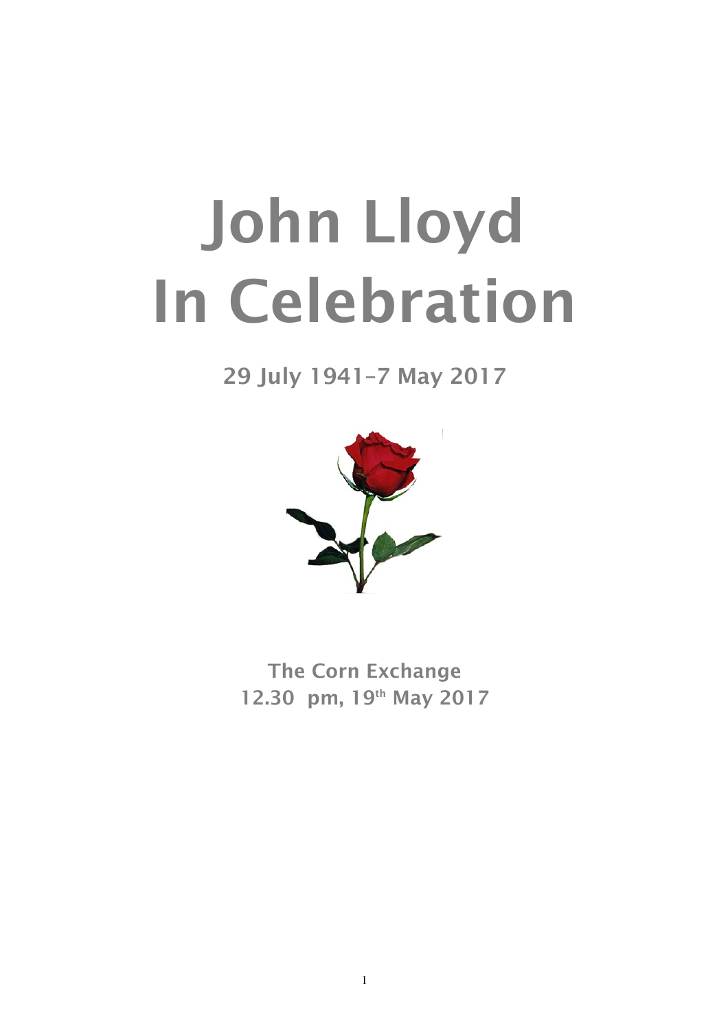# John Lloyd
# In Celebration

## 29 July 1941–7 May 2017

**The Corn Exchange**
**12.30 pm, 19th May 2017**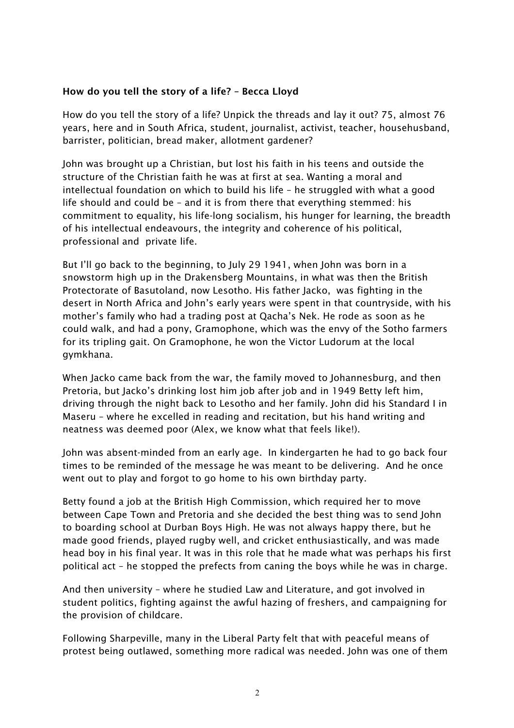**How do you tell the story of a life? – Becca Lloyd**

How do you tell the story of a life? Unpick the threads and lay it out? 75, almost 76 years, here and in South Africa, student, journalist, activist, teacher, househusband, barrister, politician, bread maker, allotment gardener?

John was brought up a Christian, but lost his faith in his teens and outside the structure of the Christian faith he was at first at sea. Wanting a moral and intellectual foundation on which to build his life – he struggled with what a good life should and could be – and it is from there that everything stemmed: his commitment to equality, his life-long socialism, his hunger for learning, the breadth of his intellectual endeavours, the integrity and coherence of his political, professional and private life.

But I'll go back to the beginning, to July 29 1941, when John was born in a snowstorm high up in the Drakensberg Mountains, in what was then the British Protectorate of Basutoland, now Lesotho. His father Jacko, was fighting in the desert in North Africa and John's early years were spent in that countryside, with his mother's family who had a trading post at Qacha's Nek. He rode as soon as he could walk, and had a pony, Gramophone, which was the envy of the Sotho farmers for its tripling gait. On Gramophone, he won the Victor Ludorum at the local gymkhana.

When Jacko came back from the war, the family moved to Johannesburg, and then Pretoria, but Jacko's drinking lost him job after job and in 1949 Betty left him, driving through the night back to Lesotho and her family. John did his Standard I in Maseru – where he excelled in reading and recitation, but his hand writing and neatness was deemed poor (Alex, we know what that feels like!).

John was absent-minded from an early age. In kindergarten he had to go back four times to be reminded of the message he was meant to be delivering. And he once went out to play and forgot to go home to his own birthday party.

Betty found a job at the British High Commission, which required her to move between Cape Town and Pretoria and she decided the best thing was to send John to boarding school at Durban Boys High. He was not always happy there, but he made good friends, played rugby well, and cricket enthusiastically, and was made head boy in his final year. It was in this role that he made what was perhaps his first political act – he stopped the prefects from caning the boys while he was in charge.

And then university – where he studied Law and Literature, and got involved in student politics, fighting against the awful hazing of freshers, and campaigning for the provision of childcare.

Following Sharpeville, many in the Liberal Party felt that with peaceful means of protest being outlawed, something more radical was needed. John was one of them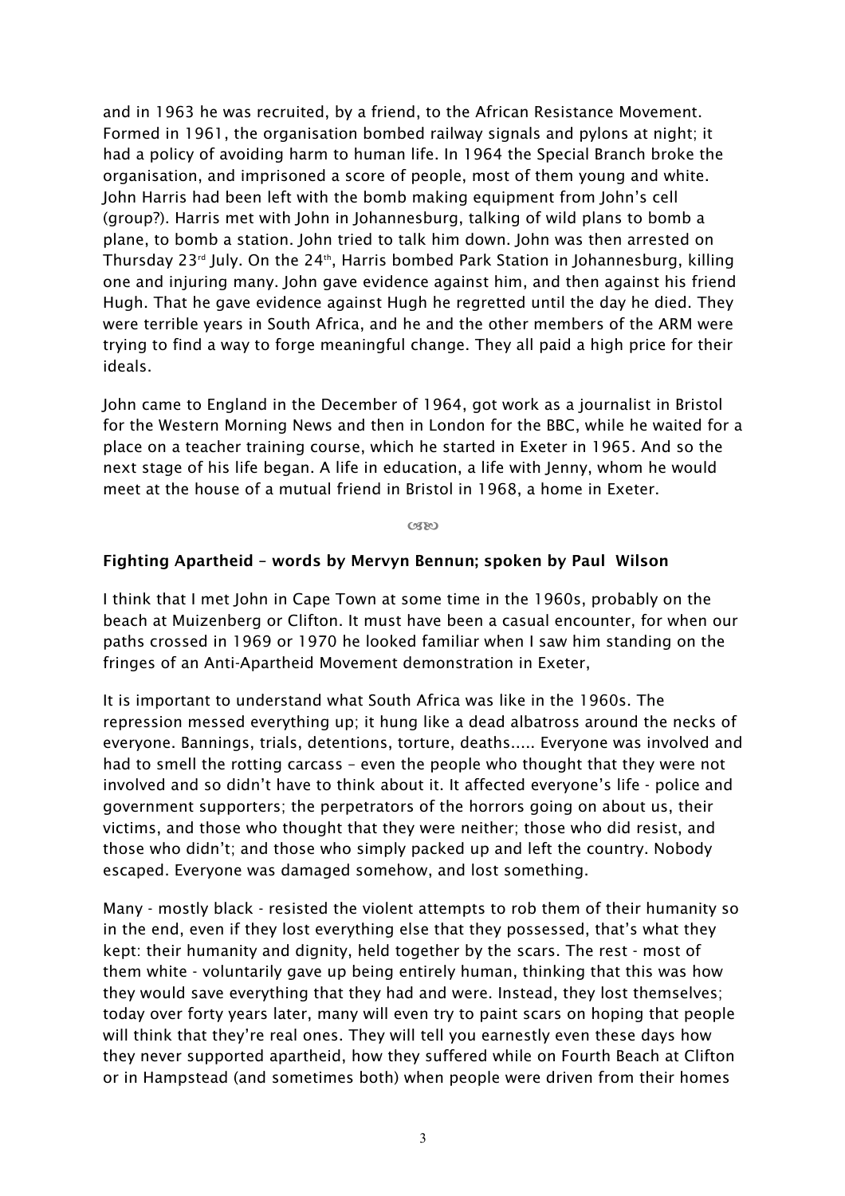and in 1963 he was recruited, by a friend, to the African Resistance Movement. Formed in 1961, the organisation bombed railway signals and pylons at night; it had a policy of avoiding harm to human life. In 1964 the Special Branch broke the organisation, and imprisoned a score of people, most of them young and white. John Harris had been left with the bomb making equipment from John's cell (group?). Harris met with John in Johannesburg, talking of wild plans to bomb a plane, to bomb a station. John tried to talk him down. John was then arrested on Thursday 23rd July. On the 24th, Harris bombed Park Station in Johannesburg, killing one and injuring many. John gave evidence against him, and then against his friend Hugh. That he gave evidence against Hugh he regretted until the day he died. They were terrible years in South Africa, and he and the other members of the ARM were trying to find a way to forge meaningful change. They all paid a high price for their ideals.

John came to England in the December of 1964, got work as a journalist in Bristol for the Western Morning News and then in London for the BBC, while he waited for a place on a teacher training course, which he started in Exeter in 1965. And so the next stage of his life began. A life in education, a life with Jenny, whom he would meet at the house of a mutual friend in Bristol in 1968, a home in Exeter.

**Fighting Apartheid – words by Mervyn Bennun; spoken by Paul Wilson**

I think that I met John in Cape Town at some time in the 1960s, probably on the beach at Muizenberg or Clifton. It must have been a casual encounter, for when our paths crossed in 1969 or 1970 he looked familiar when I saw him standing on the fringes of an Anti-Apartheid Movement demonstration in Exeter,

It is important to understand what South Africa was like in the 1960s. The repression messed everything up; it hung like a dead albatross around the necks of everyone. Bannings, trials, detentions, torture, deaths..... Everyone was involved and had to smell the rotting carcass – even the people who thought that they were not involved and so didn't have to think about it. It affected everyone's life - police and government supporters; the perpetrators of the horrors going on about us, their victims, and those who thought that they were neither; those who did resist, and those who didn't; and those who simply packed up and left the country. Nobody escaped. Everyone was damaged somehow, and lost something.

Many - mostly black - resisted the violent attempts to rob them of their humanity so in the end, even if they lost everything else that they possessed, that's what they kept: their humanity and dignity, held together by the scars. The rest - most of them white - voluntarily gave up being entirely human, thinking that this was how they would save everything that they had and were. Instead, they lost themselves; today over forty years later, many will even try to paint scars on hoping that people will think that they're real ones. They will tell you earnestly even these days how they never supported apartheid, how they suffered while on Fourth Beach at Clifton or in Hampstead (and sometimes both) when people were driven from their homes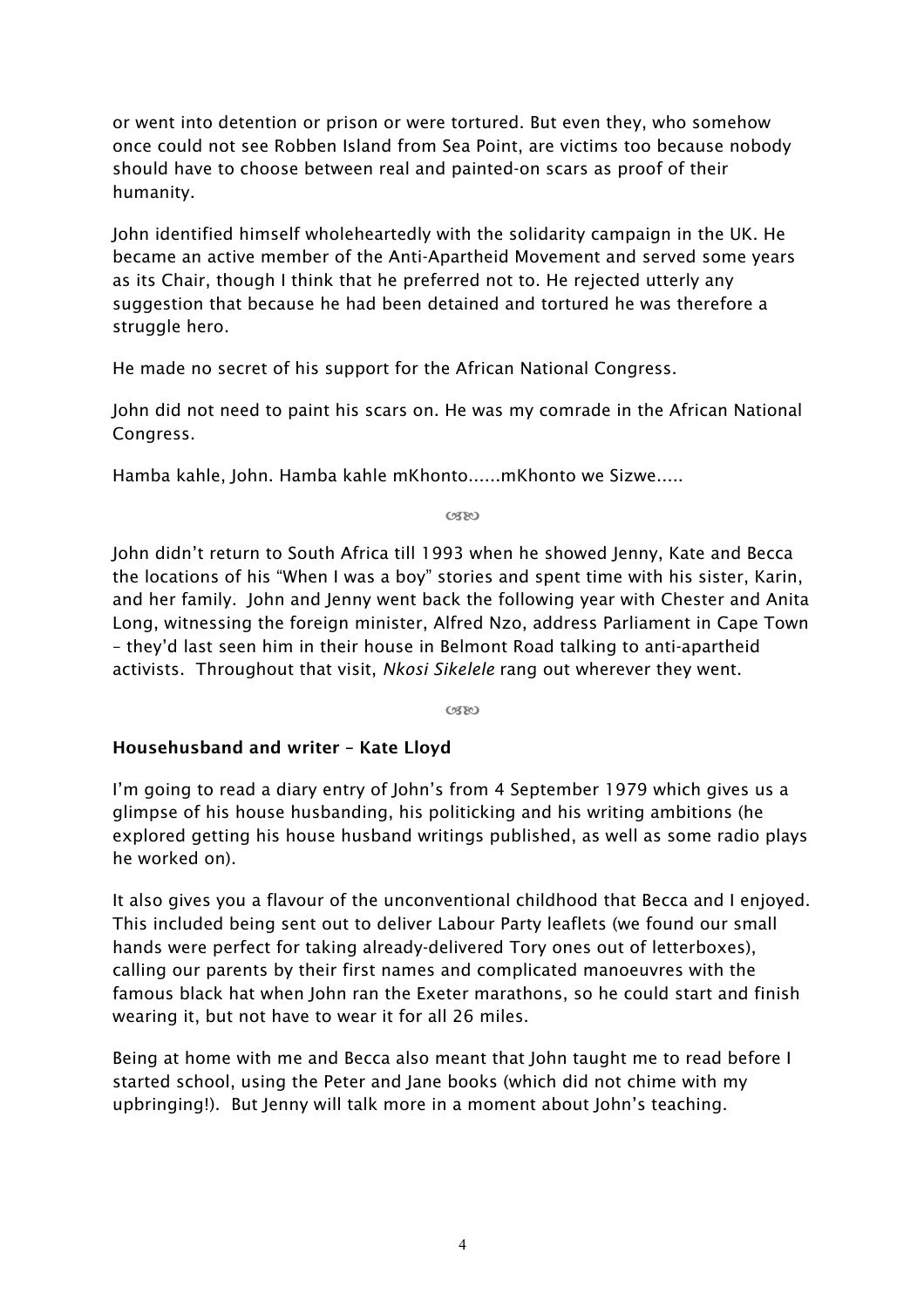or went into detention or prison or were tortured. But even they, who somehow once could not see Robben Island from Sea Point, are victims too because nobody should have to choose between real and painted-on scars as proof of their humanity.

John identified himself wholeheartedly with the solidarity campaign in the UK. He became an active member of the Anti-Apartheid Movement and served some years as its Chair, though I think that he preferred not to. He rejected utterly any suggestion that because he had been detained and tortured he was therefore a struggle hero.

He made no secret of his support for the African National Congress.

John did not need to paint his scars on. He was my comrade in the African National Congress.

Hamba kahle, John. Hamba kahle mKhonto......mKhonto we Sizwe.....

ᴓ

John didn't return to South Africa till 1993 when he showed Jenny, Kate and Becca the locations of his "When I was a boy" stories and spent time with his sister, Karin, and her family. John and Jenny went back the following year with Chester and Anita Long, witnessing the foreign minister, Alfred Nzo, address Parliament in Cape Town – they'd last seen him in their house in Belmont Road talking to anti-apartheid activists. Throughout that visit, *Nkosi Sikelele* rang out wherever they went.

ᴓ

**Househusband and writer – Kate Lloyd**

I'm going to read a diary entry of John's from 4 September 1979 which gives us a glimpse of his house husbanding, his politicking and his writing ambitions (he explored getting his house husband writings published, as well as some radio plays he worked on).

It also gives you a flavour of the unconventional childhood that Becca and I enjoyed. This included being sent out to deliver Labour Party leaflets (we found our small hands were perfect for taking already-delivered Tory ones out of letterboxes), calling our parents by their first names and complicated manoeuvres with the famous black hat when John ran the Exeter marathons, so he could start and finish wearing it, but not have to wear it for all 26 miles.

Being at home with me and Becca also meant that John taught me to read before I started school, using the Peter and Jane books (which did not chime with my upbringing!). But Jenny will talk more in a moment about John's teaching.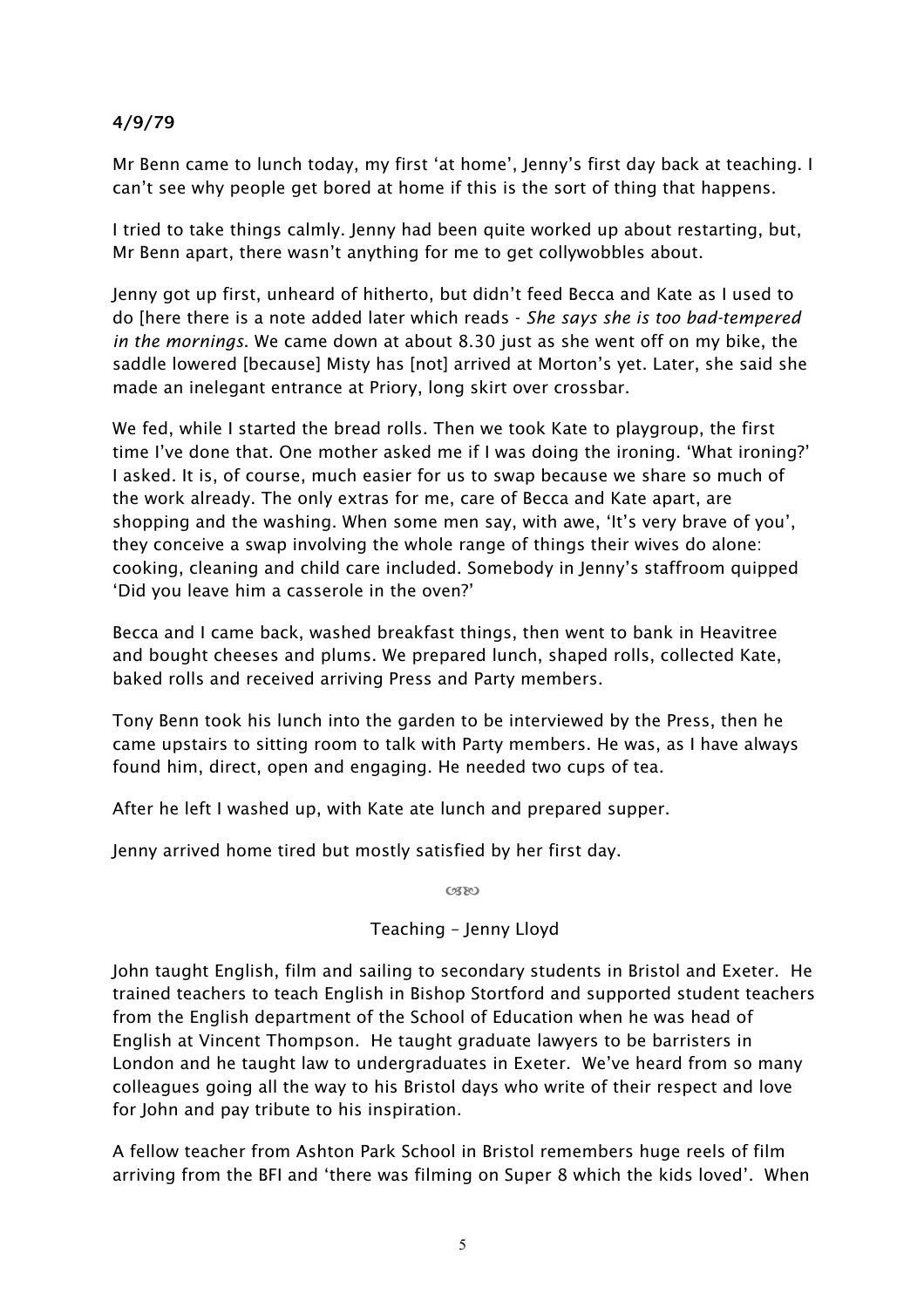**4/9/79**

Mr Benn came to lunch today, my first 'at home', Jenny's first day back at teaching. I can't see why people get bored at home if this is the sort of thing that happens.

I tried to take things calmly. Jenny had been quite worked up about restarting, but, Mr Benn apart, there wasn't anything for me to get collywobbles about.

Jenny got up first, unheard of hitherto, but didn't feed Becca and Kate as I used to do [here there is a note added later which reads - *She says she is too bad-tempered in the mornings*. We came down at about 8.30 just as she went off on my bike, the saddle lowered [because] Misty has [not] arrived at Morton's yet. Later, she said she made an inelegant entrance at Priory, long skirt over crossbar.

We fed, while I started the bread rolls. Then we took Kate to playgroup, the first time I've done that. One mother asked me if I was doing the ironing. 'What ironing?' I asked. It is, of course, much easier for us to swap because we share so much of the work already. The only extras for me, care of Becca and Kate apart, are shopping and the washing. When some men say, with awe, 'It's very brave of you', they conceive a swap involving the whole range of things their wives do alone: cooking, cleaning and child care included. Somebody in Jenny's staffroom quipped 'Did you leave him a casserole in the oven?'

Becca and I came back, washed breakfast things, then went to bank in Heavitree and bought cheeses and plums. We prepared lunch, shaped rolls, collected Kate, baked rolls and received arriving Press and Party members.

Tony Benn took his lunch into the garden to be interviewed by the Press, then he came upstairs to sitting room to talk with Party members. He was, as I have always found him, direct, open and engaging. He needed two cups of tea.

After he left I washed up, with Kate ate lunch and prepared supper.

Jenny arrived home tired but mostly satisfied by her first day.

## Teaching – Jenny Lloyd

John taught English, film and sailing to secondary students in Bristol and Exeter. He trained teachers to teach English in Bishop Stortford and supported student teachers from the English department of the School of Education when he was head of English at Vincent Thompson. He taught graduate lawyers to be barristers in London and he taught law to undergraduates in Exeter. We've heard from so many colleagues going all the way to his Bristol days who write of their respect and love for John and pay tribute to his inspiration.

A fellow teacher from Ashton Park School in Bristol remembers huge reels of film arriving from the BFI and 'there was filming on Super 8 which the kids loved'. When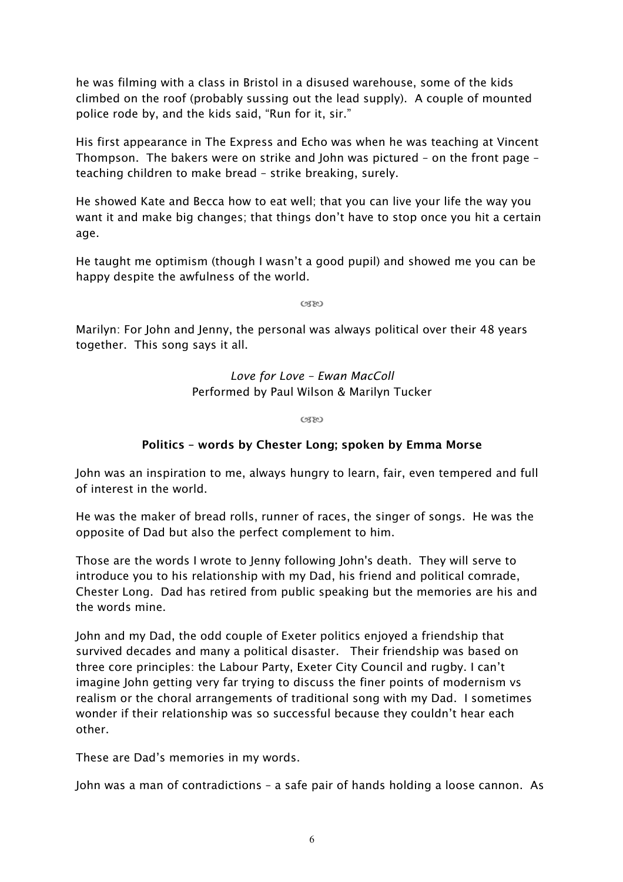he was filming with a class in Bristol in a disused warehouse, some of the kids climbed on the roof (probably sussing out the lead supply). A couple of mounted police rode by, and the kids said, "Run for it, sir."

His first appearance in The Express and Echo was when he was teaching at Vincent Thompson. The bakers were on strike and John was pictured – on the front page – teaching children to make bread – strike breaking, surely.

He showed Kate and Becca how to eat well; that you can live your life the way you want it and make big changes; that things don't have to stop once you hit a certain age.

He taught me optimism (though I wasn't a good pupil) and showed me you can be happy despite the awfulness of the world.

Marilyn: For John and Jenny, the personal was always political over their 48 years together. This song says it all.

*Love for Love – Ewan MacColl*
Performed by Paul Wilson & Marilyn Tucker

**Politics – words by Chester Long; spoken by Emma Morse**

John was an inspiration to me, always hungry to learn, fair, even tempered and full of interest in the world.

He was the maker of bread rolls, runner of races, the singer of songs. He was the opposite of Dad but also the perfect complement to him.

Those are the words I wrote to Jenny following John's death. They will serve to introduce you to his relationship with my Dad, his friend and political comrade, Chester Long. Dad has retired from public speaking but the memories are his and the words mine.

John and my Dad, the odd couple of Exeter politics enjoyed a friendship that survived decades and many a political disaster. Their friendship was based on three core principles: the Labour Party, Exeter City Council and rugby. I can't imagine John getting very far trying to discuss the finer points of modernism vs realism or the choral arrangements of traditional song with my Dad. I sometimes wonder if their relationship was so successful because they couldn't hear each other.

These are Dad's memories in my words.

John was a man of contradictions – a safe pair of hands holding a loose cannon. As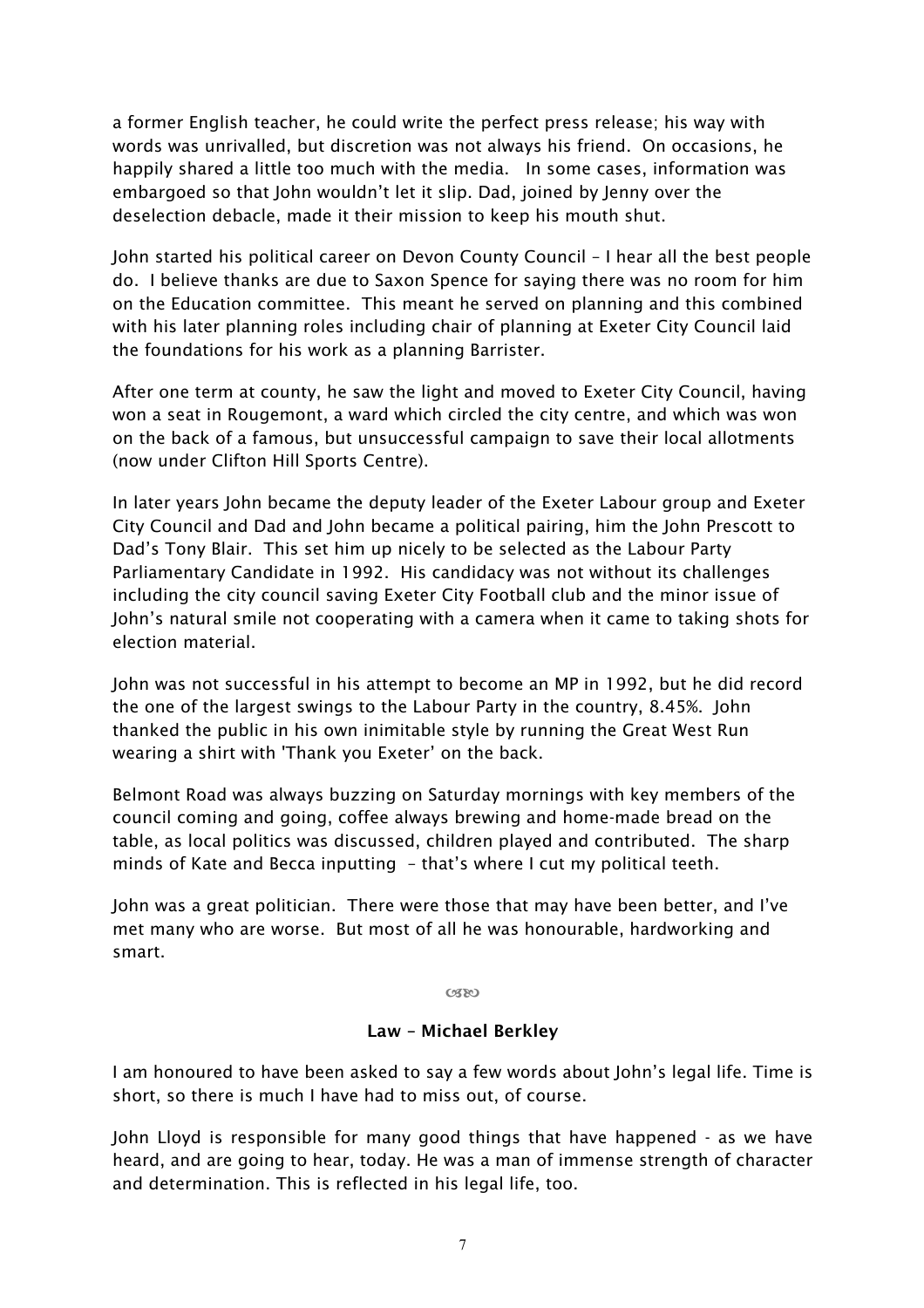a former English teacher, he could write the perfect press release; his way with words was unrivalled, but discretion was not always his friend. On occasions, he happily shared a little too much with the media. In some cases, information was embargoed so that John wouldn't let it slip. Dad, joined by Jenny over the deselection debacle, made it their mission to keep his mouth shut.

John started his political career on Devon County Council – I hear all the best people do. I believe thanks are due to Saxon Spence for saying there was no room for him on the Education committee. This meant he served on planning and this combined with his later planning roles including chair of planning at Exeter City Council laid the foundations for his work as a planning Barrister.

After one term at county, he saw the light and moved to Exeter City Council, having won a seat in Rougemont, a ward which circled the city centre, and which was won on the back of a famous, but unsuccessful campaign to save their local allotments (now under Clifton Hill Sports Centre).

In later years John became the deputy leader of the Exeter Labour group and Exeter City Council and Dad and John became a political pairing, him the John Prescott to Dad's Tony Blair. This set him up nicely to be selected as the Labour Party Parliamentary Candidate in 1992. His candidacy was not without its challenges including the city council saving Exeter City Football club and the minor issue of John's natural smile not cooperating with a camera when it came to taking shots for election material.

John was not successful in his attempt to become an MP in 1992, but he did record the one of the largest swings to the Labour Party in the country, 8.45%. John thanked the public in his own inimitable style by running the Great West Run wearing a shirt with 'Thank you Exeter' on the back.

Belmont Road was always buzzing on Saturday mornings with key members of the council coming and going, coffee always brewing and home-made bread on the table, as local politics was discussed, children played and contributed. The sharp minds of Kate and Becca inputting – that's where I cut my political teeth.

John was a great politician. There were those that may have been better, and I've met many who are worse. But most of all he was honourable, hardworking and smart.

~

## Law – Michael Berkley

I am honoured to have been asked to say a few words about John's legal life. Time is short, so there is much I have had to miss out, of course.

John Lloyd is responsible for many good things that have happened - as we have heard, and are going to hear, today. He was a man of immense strength of character and determination. This is reflected in his legal life, too.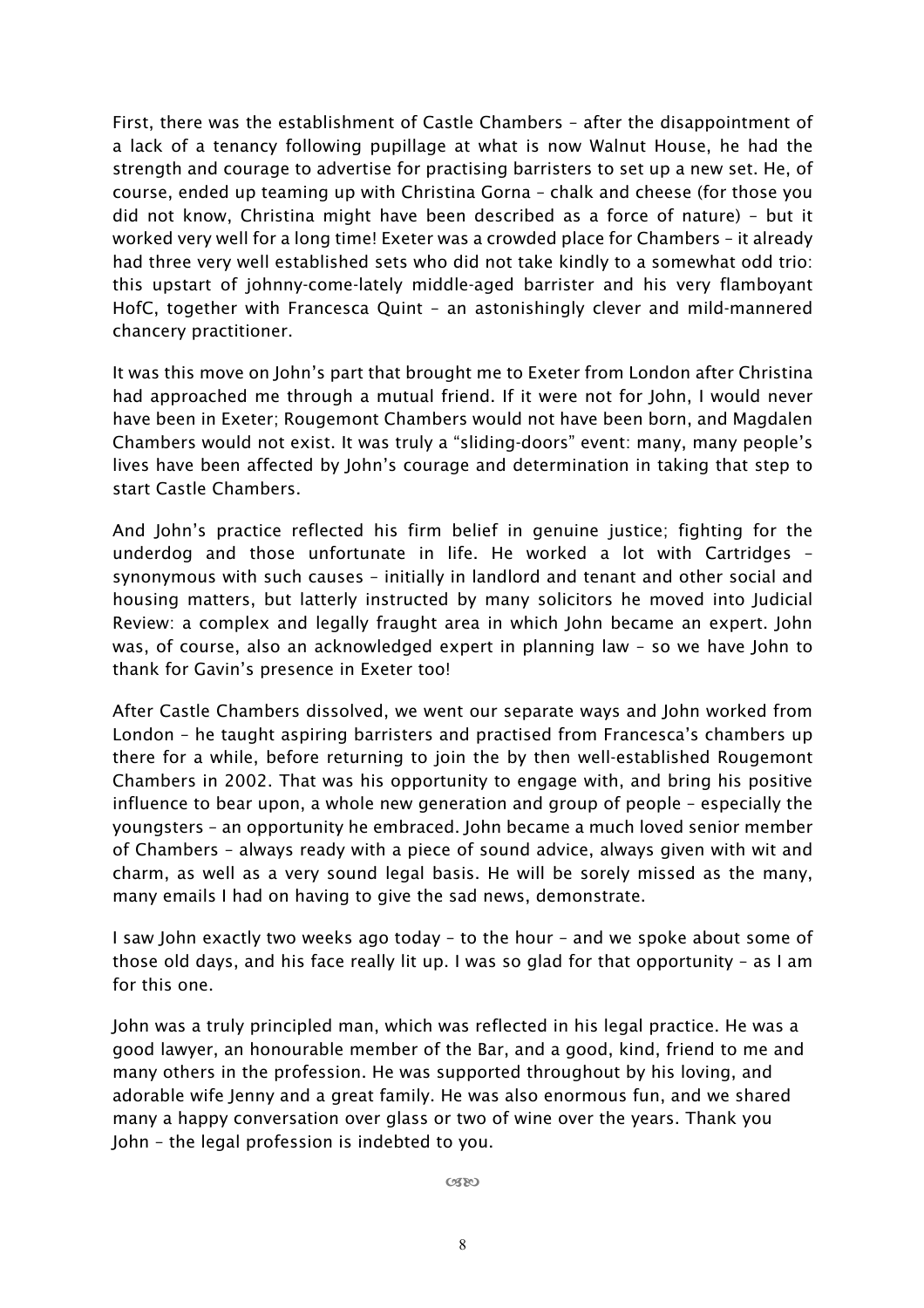First, there was the establishment of Castle Chambers – after the disappointment of a lack of a tenancy following pupillage at what is now Walnut House, he had the strength and courage to advertise for practising barristers to set up a new set. He, of course, ended up teaming up with Christina Gorna – chalk and cheese (for those you did not know, Christina might have been described as a force of nature) – but it worked very well for a long time! Exeter was a crowded place for Chambers – it already had three very well established sets who did not take kindly to a somewhat odd trio: this upstart of johnny-come-lately middle-aged barrister and his very flamboyant HofC, together with Francesca Quint – an astonishingly clever and mild-mannered chancery practitioner.

It was this move on John's part that brought me to Exeter from London after Christina had approached me through a mutual friend. If it were not for John, I would never have been in Exeter; Rougemont Chambers would not have been born, and Magdalen Chambers would not exist. It was truly a "sliding-doors" event: many, many people's lives have been affected by John's courage and determination in taking that step to start Castle Chambers.

And John's practice reflected his firm belief in genuine justice; fighting for the underdog and those unfortunate in life. He worked a lot with Cartridges – synonymous with such causes – initially in landlord and tenant and other social and housing matters, but latterly instructed by many solicitors he moved into Judicial Review: a complex and legally fraught area in which John became an expert. John was, of course, also an acknowledged expert in planning law – so we have John to thank for Gavin's presence in Exeter too!

After Castle Chambers dissolved, we went our separate ways and John worked from London – he taught aspiring barristers and practised from Francesca's chambers up there for a while, before returning to join the by then well-established Rougemont Chambers in 2002. That was his opportunity to engage with, and bring his positive influence to bear upon, a whole new generation and group of people – especially the youngsters – an opportunity he embraced. John became a much loved senior member of Chambers – always ready with a piece of sound advice, always given with wit and charm, as well as a very sound legal basis. He will be sorely missed as the many, many emails I had on having to give the sad news, demonstrate.

I saw John exactly two weeks ago today – to the hour – and we spoke about some of those old days, and his face really lit up. I was so glad for that opportunity – as I am for this one.

John was a truly principled man, which was reflected in his legal practice. He was a good lawyer, an honourable member of the Bar, and a good, kind, friend to me and many others in the profession. He was supported throughout by his loving, and adorable wife Jenny and a great family. He was also enormous fun, and we shared many a happy conversation over glass or two of wine over the years. Thank you John – the legal profession is indebted to you.

☙❧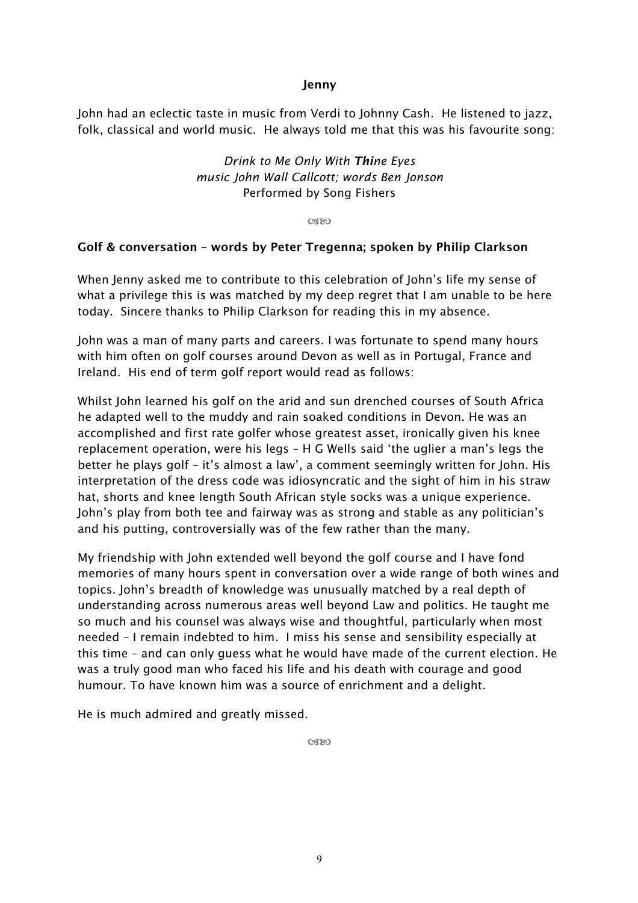**Jenny**

John had an eclectic taste in music from Verdi to Johnny Cash. He listened to jazz, folk, classical and world music. He always told me that this was his favourite song:

*Drink to Me Only With* ***Thi****ne Eyes*
*music John Wall Callcott; words Ben Jonson*
Performed by Song Fishers

**Golf & conversation – words by Peter Tregenna; spoken by Philip Clarkson**

When Jenny asked me to contribute to this celebration of John's life my sense of what a privilege this is was matched by my deep regret that I am unable to be here today. Sincere thanks to Philip Clarkson for reading this in my absence.

John was a man of many parts and careers. I was fortunate to spend many hours with him often on golf courses around Devon as well as in Portugal, France and Ireland. His end of term golf report would read as follows:

Whilst John learned his golf on the arid and sun drenched courses of South Africa he adapted well to the muddy and rain soaked conditions in Devon. He was an accomplished and first rate golfer whose greatest asset, ironically given his knee replacement operation, were his legs – H G Wells said 'the uglier a man's legs the better he plays golf – it's almost a law', a comment seemingly written for John. His interpretation of the dress code was idiosyncratic and the sight of him in his straw hat, shorts and knee length South African style socks was a unique experience. John's play from both tee and fairway was as strong and stable as any politician's and his putting, controversially was of the few rather than the many.

My friendship with John extended well beyond the golf course and I have fond memories of many hours spent in conversation over a wide range of both wines and topics. John's breadth of knowledge was unusually matched by a real depth of understanding across numerous areas well beyond Law and politics. He taught me so much and his counsel was always wise and thoughtful, particularly when most needed – I remain indebted to him. I miss his sense and sensibility especially at this time – and can only guess what he would have made of the current election. He was a truly good man who faced his life and his death with courage and good humour. To have known him was a source of enrichment and a delight.

He is much admired and greatly missed.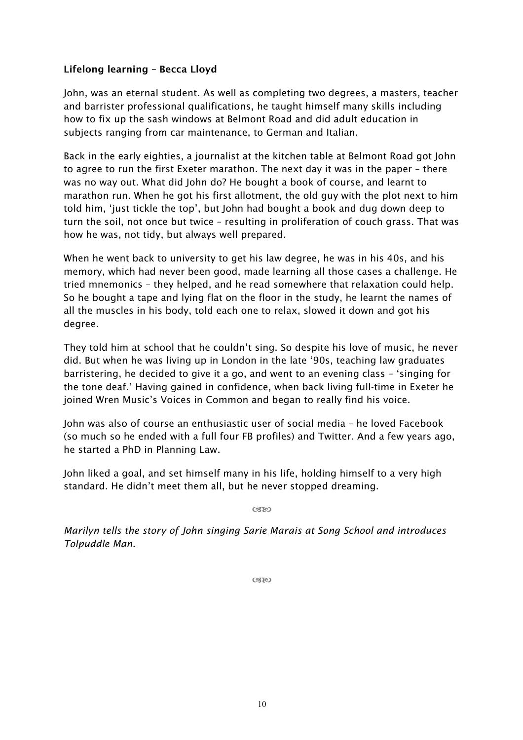**Lifelong learning – Becca Lloyd**

John, was an eternal student. As well as completing two degrees, a masters, teacher and barrister professional qualifications, he taught himself many skills including how to fix up the sash windows at Belmont Road and did adult education in subjects ranging from car maintenance, to German and Italian.

Back in the early eighties, a journalist at the kitchen table at Belmont Road got John to agree to run the first Exeter marathon. The next day it was in the paper – there was no way out. What did John do? He bought a book of course, and learnt to marathon run. When he got his first allotment, the old guy with the plot next to him told him, 'just tickle the top', but John had bought a book and dug down deep to turn the soil, not once but twice – resulting in proliferation of couch grass. That was how he was, not tidy, but always well prepared.

When he went back to university to get his law degree, he was in his 40s, and his memory, which had never been good, made learning all those cases a challenge. He tried mnemonics – they helped, and he read somewhere that relaxation could help. So he bought a tape and lying flat on the floor in the study, he learnt the names of all the muscles in his body, told each one to relax, slowed it down and got his degree.

They told him at school that he couldn't sing. So despite his love of music, he never did. But when he was living up in London in the late '90s, teaching law graduates barristering, he decided to give it a go, and went to an evening class – 'singing for the tone deaf.' Having gained in confidence, when back living full-time in Exeter he joined Wren Music's Voices in Common and began to really find his voice.

John was also of course an enthusiastic user of social media – he loved Facebook (so much so he ended with a full four FB profiles) and Twitter. And a few years ago, he started a PhD in Planning Law.

John liked a goal, and set himself many in his life, holding himself to a very high standard. He didn't meet them all, but he never stopped dreaming.

*Marilyn tells the story of John singing Sarie Marais at Song School and introduces Tolpuddle Man.*